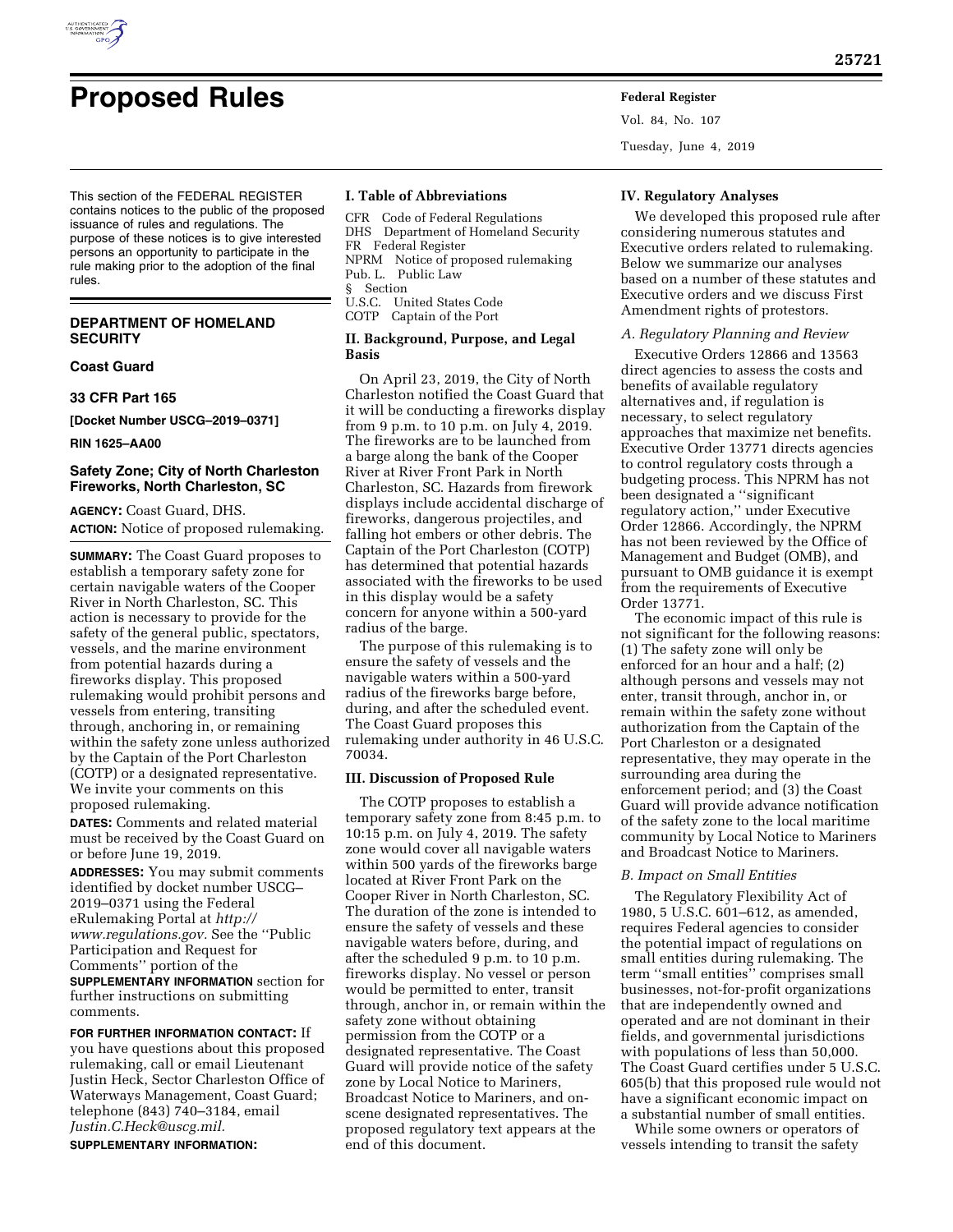# Proposed Rules

This section of the FEDERAL REGISTER contains notices to the public of the proposed issuance of rules and regulations. The purpose of these notices is to give interested persons an opportunity to participate in the rule making prior to the adoption of the final rules.

## DEPARTMENT OF HOMELAND SECURITY

### Coast Guard

### 33 CFR Part 165

**[Docket Number USCG–2019–0371]**

**RIN 1625–AA00**

### Safety Zone; City of North Charleston Fireworks, North Charleston, SC

**AGENCY:** Coast Guard, DHS.

**ACTION:** Notice of proposed rulemaking.

**SUMMARY:** The Coast Guard proposes to establish a temporary safety zone for certain navigable waters of the Cooper River in North Charleston, SC. This action is necessary to provide for the safety of the general public, spectators, vessels, and the marine environment from potential hazards during a fireworks display. This proposed rulemaking would prohibit persons and vessels from entering, transiting through, anchoring in, or remaining within the safety zone unless authorized by the Captain of the Port Charleston (COTP) or a designated representative. We invite your comments on this proposed rulemaking.

**DATES:** Comments and related material must be received by the Coast Guard on or before June 19, 2019.

**ADDRESSES:** You may submit comments identified by docket number USCG–2019–0371 using the Federal eRulemaking Portal at *http://www.regulations.gov.* See the "Public Participation and Request for Comments" portion of the **SUPPLEMENTARY INFORMATION** section for further instructions on submitting comments.

**FOR FURTHER INFORMATION CONTACT:** If you have questions about this proposed rulemaking, call or email Lieutenant Justin Heck, Sector Charleston Office of Waterways Management, Coast Guard; telephone (843) 740–3184, email *Justin.C.Heck@uscg.mil.*

**SUPPLEMENTARY INFORMATION:**

### I. Table of Abbreviations

CFR Code of Federal Regulations
DHS Department of Homeland Security
FR Federal Register
NPRM Notice of proposed rulemaking
Pub. L. Public Law
§ Section
U.S.C. United States Code
COTP Captain of the Port

### II. Background, Purpose, and Legal Basis

On April 23, 2019, the City of North Charleston notified the Coast Guard that it will be conducting a fireworks display from 9 p.m. to 10 p.m. on July 4, 2019. The fireworks are to be launched from a barge along the bank of the Cooper River at River Front Park in North Charleston, SC. Hazards from firework displays include accidental discharge of fireworks, dangerous projectiles, and falling hot embers or other debris. The Captain of the Port Charleston (COTP) has determined that potential hazards associated with the fireworks to be used in this display would be a safety concern for anyone within a 500-yard radius of the barge.

The purpose of this rulemaking is to ensure the safety of vessels and the navigable waters within a 500-yard radius of the fireworks barge before, during, and after the scheduled event. The Coast Guard proposes this rulemaking under authority in 46 U.S.C. 70034.

### III. Discussion of Proposed Rule

The COTP proposes to establish a temporary safety zone from 8:45 p.m. to 10:15 p.m. on July 4, 2019. The safety zone would cover all navigable waters within 500 yards of the fireworks barge located at River Front Park on the Cooper River in North Charleston, SC. The duration of the zone is intended to ensure the safety of vessels and these navigable waters before, during, and after the scheduled 9 p.m. to 10 p.m. fireworks display. No vessel or person would be permitted to enter, transit through, anchor in, or remain within the safety zone without obtaining permission from the COTP or a designated representative. The Coast Guard will provide notice of the safety zone by Local Notice to Mariners, Broadcast Notice to Mariners, and on-scene designated representatives. The proposed regulatory text appears at the end of this document.

### IV. Regulatory Analyses

We developed this proposed rule after considering numerous statutes and Executive orders related to rulemaking. Below we summarize our analyses based on a number of these statutes and Executive orders and we discuss First Amendment rights of protestors.

*A. Regulatory Planning and Review*

Executive Orders 12866 and 13563 direct agencies to assess the costs and benefits of available regulatory alternatives and, if regulation is necessary, to select regulatory approaches that maximize net benefits. Executive Order 13771 directs agencies to control regulatory costs through a budgeting process. This NPRM has not been designated a "significant regulatory action," under Executive Order 12866. Accordingly, the NPRM has not been reviewed by the Office of Management and Budget (OMB), and pursuant to OMB guidance it is exempt from the requirements of Executive Order 13771.

The economic impact of this rule is not significant for the following reasons: (1) The safety zone will only be enforced for an hour and a half; (2) although persons and vessels may not enter, transit through, anchor in, or remain within the safety zone without authorization from the Captain of the Port Charleston or a designated representative, they may operate in the surrounding area during the enforcement period; and (3) the Coast Guard will provide advance notification of the safety zone to the local maritime community by Local Notice to Mariners and Broadcast Notice to Mariners.

*B. Impact on Small Entities*

The Regulatory Flexibility Act of 1980, 5 U.S.C. 601–612, as amended, requires Federal agencies to consider the potential impact of regulations on small entities during rulemaking. The term "small entities" comprises small businesses, not-for-profit organizations that are independently owned and operated and are not dominant in their fields, and governmental jurisdictions with populations of less than 50,000. The Coast Guard certifies under 5 U.S.C. 605(b) that this proposed rule would not have a significant economic impact on a substantial number of small entities.

While some owners or operators of vessels intending to transit the safety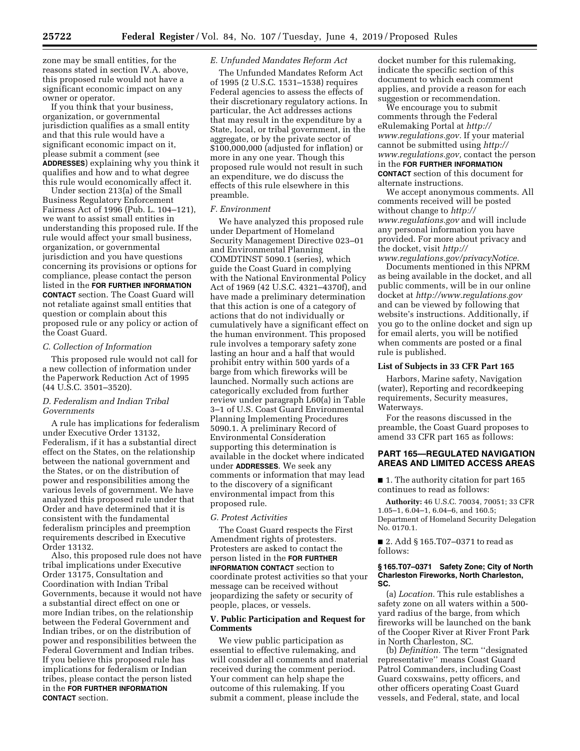zone may be small entities, for the reasons stated in section IV.A. above, this proposed rule would not have a significant economic impact on any owner or operator.

If you think that your business, organization, or governmental jurisdiction qualifies as a small entity and that this rule would have a significant economic impact on it, please submit a comment (see **ADDRESSES**) explaining why you think it qualifies and how and to what degree this rule would economically affect it.

Under section 213(a) of the Small Business Regulatory Enforcement Fairness Act of 1996 (Pub. L. 104–121), we want to assist small entities in understanding this proposed rule. If the rule would affect your small business, organization, or governmental jurisdiction and you have questions concerning its provisions or options for compliance, please contact the person listed in the **FOR FURTHER INFORMATION CONTACT** section. The Coast Guard will not retaliate against small entities that question or complain about this proposed rule or any policy or action of the Coast Guard.

### *C. Collection of Information*

This proposed rule would not call for a new collection of information under the Paperwork Reduction Act of 1995 (44 U.S.C. 3501–3520).

### *D. Federalism and Indian Tribal Governments*

A rule has implications for federalism under Executive Order 13132, Federalism, if it has a substantial direct effect on the States, on the relationship between the national government and the States, or on the distribution of power and responsibilities among the various levels of government. We have analyzed this proposed rule under that Order and have determined that it is consistent with the fundamental federalism principles and preemption requirements described in Executive Order 13132.

Also, this proposed rule does not have tribal implications under Executive Order 13175, Consultation and Coordination with Indian Tribal Governments, because it would not have a substantial direct effect on one or more Indian tribes, on the relationship between the Federal Government and Indian tribes, or on the distribution of power and responsibilities between the Federal Government and Indian tribes. If you believe this proposed rule has implications for federalism or Indian tribes, please contact the person listed in the **FOR FURTHER INFORMATION CONTACT** section.

### *E. Unfunded Mandates Reform Act*

The Unfunded Mandates Reform Act of 1995 (2 U.S.C. 1531–1538) requires Federal agencies to assess the effects of their discretionary regulatory actions. In particular, the Act addresses actions that may result in the expenditure by a State, local, or tribal government, in the aggregate, or by the private sector of $100,000,000 (adjusted for inflation) or more in any one year. Though this proposed rule would not result in such an expenditure, we do discuss the effects of this rule elsewhere in this preamble.

### *F. Environment*

We have analyzed this proposed rule under Department of Homeland Security Management Directive 023–01 and Environmental Planning COMDTINST 5090.1 (series), which guide the Coast Guard in complying with the National Environmental Policy Act of 1969 (42 U.S.C. 4321–4370f), and have made a preliminary determination that this action is one of a category of actions that do not individually or cumulatively have a significant effect on the human environment. This proposed rule involves a temporary safety zone lasting an hour and a half that would prohibit entry within 500 yards of a barge from which fireworks will be launched. Normally such actions are categorically excluded from further review under paragraph L60(a) in Table 3–1 of U.S. Coast Guard Environmental Planning Implementing Procedures 5090.1. A preliminary Record of Environmental Consideration supporting this determination is available in the docket where indicated under **ADDRESSES**. We seek any comments or information that may lead to the discovery of a significant environmental impact from this proposed rule.

### *G. Protest Activities*

The Coast Guard respects the First Amendment rights of protesters. Protesters are asked to contact the person listed in the **FOR FURTHER INFORMATION CONTACT** section to coordinate protest activities so that your message can be received without jeopardizing the safety or security of people, places, or vessels.

## V. Public Participation and Request for Comments

We view public participation as essential to effective rulemaking, and will consider all comments and material received during the comment period. Your comment can help shape the outcome of this rulemaking. If you submit a comment, please include the docket number for this rulemaking, indicate the specific section of this document to which each comment applies, and provide a reason for each suggestion or recommendation.

We encourage you to submit comments through the Federal eRulemaking Portal at *http://www.regulations.gov.* If your material cannot be submitted using *http://www.regulations.gov,* contact the person in the **FOR FURTHER INFORMATION CONTACT** section of this document for alternate instructions.

We accept anonymous comments. All comments received will be posted without change to *http://www.regulations.gov* and will include any personal information you have provided. For more about privacy and the docket, visit *http://www.regulations.gov/privacyNotice.*

Documents mentioned in this NPRM as being available in the docket, and all public comments, will be in our online docket at *http://www.regulations.gov* and can be viewed by following that website's instructions. Additionally, if you go to the online docket and sign up for email alerts, you will be notified when comments are posted or a final rule is published.

## List of Subjects in 33 CFR Part 165

Harbors, Marine safety, Navigation (water), Reporting and recordkeeping requirements, Security measures, Waterways.

For the reasons discussed in the preamble, the Coast Guard proposes to amend 33 CFR part 165 as follows:

## PART 165—REGULATED NAVIGATION AREAS AND LIMITED ACCESS AREAS

■ 1. The authority citation for part 165 continues to read as follows:

**Authority:** 46 U.S.C. 70034, 70051; 33 CFR 1.05–1, 6.04–1, 6.04–6, and 160.5; Department of Homeland Security Delegation No. 0170.1.

■ 2. Add § 165.T07–0371 to read as follows:

### § 165.T07–0371 Safety Zone; City of North Charleston Fireworks, North Charleston, SC.

(a) *Location.* This rule establishes a safety zone on all waters within a 500-yard radius of the barge, from which fireworks will be launched on the bank of the Cooper River at River Front Park in North Charleston, SC.

(b) *Definition.* The term ''designated representative'' means Coast Guard Patrol Commanders, including Coast Guard coxswains, petty officers, and other officers operating Coast Guard vessels, and Federal, state, and local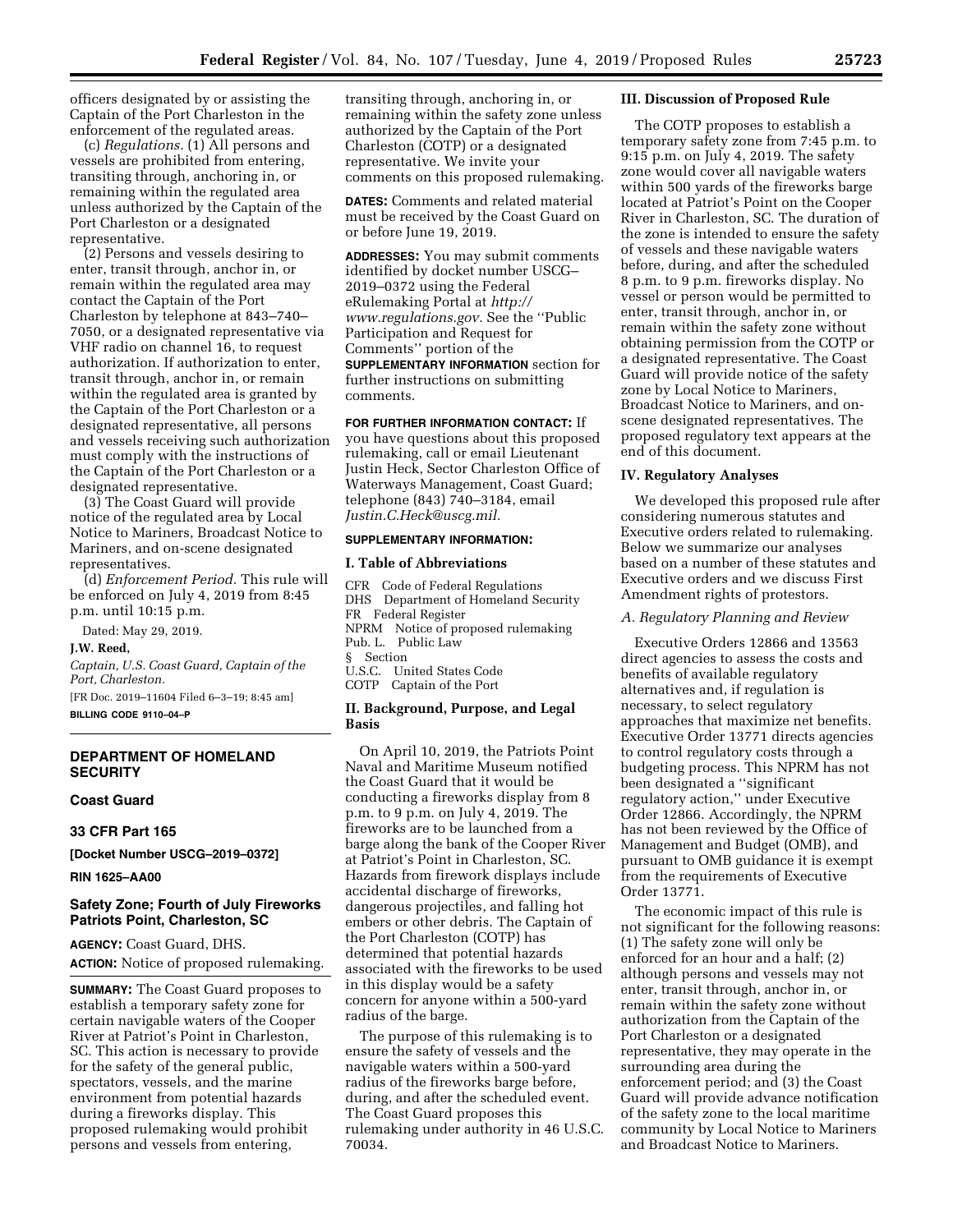officers designated by or assisting the Captain of the Port Charleston in the enforcement of the regulated areas.

(c) *Regulations.* (1) All persons and vessels are prohibited from entering, transiting through, anchoring in, or remaining within the regulated area unless authorized by the Captain of the Port Charleston or a designated representative.

(2) Persons and vessels desiring to enter, transit through, anchor in, or remain within the regulated area may contact the Captain of the Port Charleston by telephone at 843–740–7050, or a designated representative via VHF radio on channel 16, to request authorization. If authorization to enter, transit through, anchor in, or remain within the regulated area is granted by the Captain of the Port Charleston or a designated representative, all persons and vessels receiving such authorization must comply with the instructions of the Captain of the Port Charleston or a designated representative.

(3) The Coast Guard will provide notice of the regulated area by Local Notice to Mariners, Broadcast Notice to Mariners, and on-scene designated representatives.

(d) *Enforcement Period.* This rule will be enforced on July 4, 2019 from 8:45 p.m. until 10:15 p.m.

Dated: May 29, 2019.

**J.W. Reed,**

*Captain, U.S. Coast Guard, Captain of the Port, Charleston.*

[FR Doc. 2019–11604 Filed 6–3–19; 8:45 am]

**BILLING CODE 9110–04–P**

## DEPARTMENT OF HOMELAND SECURITY

### Coast Guard

### 33 CFR Part 165

**[Docket Number USCG–2019–0372]**

**RIN 1625–AA00**

### Safety Zone; Fourth of July Fireworks Patriots Point, Charleston, SC

**AGENCY:** Coast Guard, DHS.

**ACTION:** Notice of proposed rulemaking.

**SUMMARY:** The Coast Guard proposes to establish a temporary safety zone for certain navigable waters of the Cooper River at Patriot's Point in Charleston, SC. This action is necessary to provide for the safety of the general public, spectators, vessels, and the marine environment from potential hazards during a fireworks display. This proposed rulemaking would prohibit persons and vessels from entering, transiting through, anchoring in, or remaining within the safety zone unless authorized by the Captain of the Port Charleston (COTP) or a designated representative. We invite your comments on this proposed rulemaking.

**DATES:** Comments and related material must be received by the Coast Guard on or before June 19, 2019.

**ADDRESSES:** You may submit comments identified by docket number USCG–2019–0372 using the Federal eRulemaking Portal at *http://www.regulations.gov.* See the "Public Participation and Request for Comments" portion of the **SUPPLEMENTARY INFORMATION** section for further instructions on submitting comments.

**FOR FURTHER INFORMATION CONTACT:** If you have questions about this proposed rulemaking, call or email Lieutenant Justin Heck, Sector Charleston Office of Waterways Management, Coast Guard; telephone (843) 740–3184, email *Justin.C.Heck@uscg.mil.*

**SUPPLEMENTARY INFORMATION:**

#### I. Table of Abbreviations

CFR Code of Federal Regulations
DHS Department of Homeland Security
FR Federal Register
NPRM Notice of proposed rulemaking
Pub. L. Public Law
§ Section
U.S.C. United States Code
COTP Captain of the Port

#### II. Background, Purpose, and Legal Basis

On April 10, 2019, the Patriots Point Naval and Maritime Museum notified the Coast Guard that it would be conducting a fireworks display from 8 p.m. to 9 p.m. on July 4, 2019. The fireworks are to be launched from a barge along the bank of the Cooper River at Patriot's Point in Charleston, SC. Hazards from firework displays include accidental discharge of fireworks, dangerous projectiles, and falling hot embers or other debris. The Captain of the Port Charleston (COTP) has determined that potential hazards associated with the fireworks to be used in this display would be a safety concern for anyone within a 500-yard radius of the barge.

The purpose of this rulemaking is to ensure the safety of vessels and the navigable waters within a 500-yard radius of the fireworks barge before, during, and after the scheduled event. The Coast Guard proposes this rulemaking under authority in 46 U.S.C. 70034.

#### III. Discussion of Proposed Rule

The COTP proposes to establish a temporary safety zone from 7:45 p.m. to 9:15 p.m. on July 4, 2019. The safety zone would cover all navigable waters within 500 yards of the fireworks barge located at Patriot's Point on the Cooper River in Charleston, SC. The duration of the zone is intended to ensure the safety of vessels and these navigable waters before, during, and after the scheduled 8 p.m. to 9 p.m. fireworks display. No vessel or person would be permitted to enter, transit through, anchor in, or remain within the safety zone without obtaining permission from the COTP or a designated representative. The Coast Guard will provide notice of the safety zone by Local Notice to Mariners, Broadcast Notice to Mariners, and on-scene designated representatives. The proposed regulatory text appears at the end of this document.

#### IV. Regulatory Analyses

We developed this proposed rule after considering numerous statutes and Executive orders related to rulemaking. Below we summarize our analyses based on a number of these statutes and Executive orders and we discuss First Amendment rights of protestors.

##### *A. Regulatory Planning and Review*

Executive Orders 12866 and 13563 direct agencies to assess the costs and benefits of available regulatory alternatives and, if regulation is necessary, to select regulatory approaches that maximize net benefits. Executive Order 13771 directs agencies to control regulatory costs through a budgeting process. This NPRM has not been designated a "significant regulatory action," under Executive Order 12866. Accordingly, the NPRM has not been reviewed by the Office of Management and Budget (OMB), and pursuant to OMB guidance it is exempt from the requirements of Executive Order 13771.

The economic impact of this rule is not significant for the following reasons: (1) The safety zone will only be enforced for an hour and a half; (2) although persons and vessels may not enter, transit through, anchor in, or remain within the safety zone without authorization from the Captain of the Port Charleston or a designated representative, they may operate in the surrounding area during the enforcement period; and (3) the Coast Guard will provide advance notification of the safety zone to the local maritime community by Local Notice to Mariners and Broadcast Notice to Mariners.